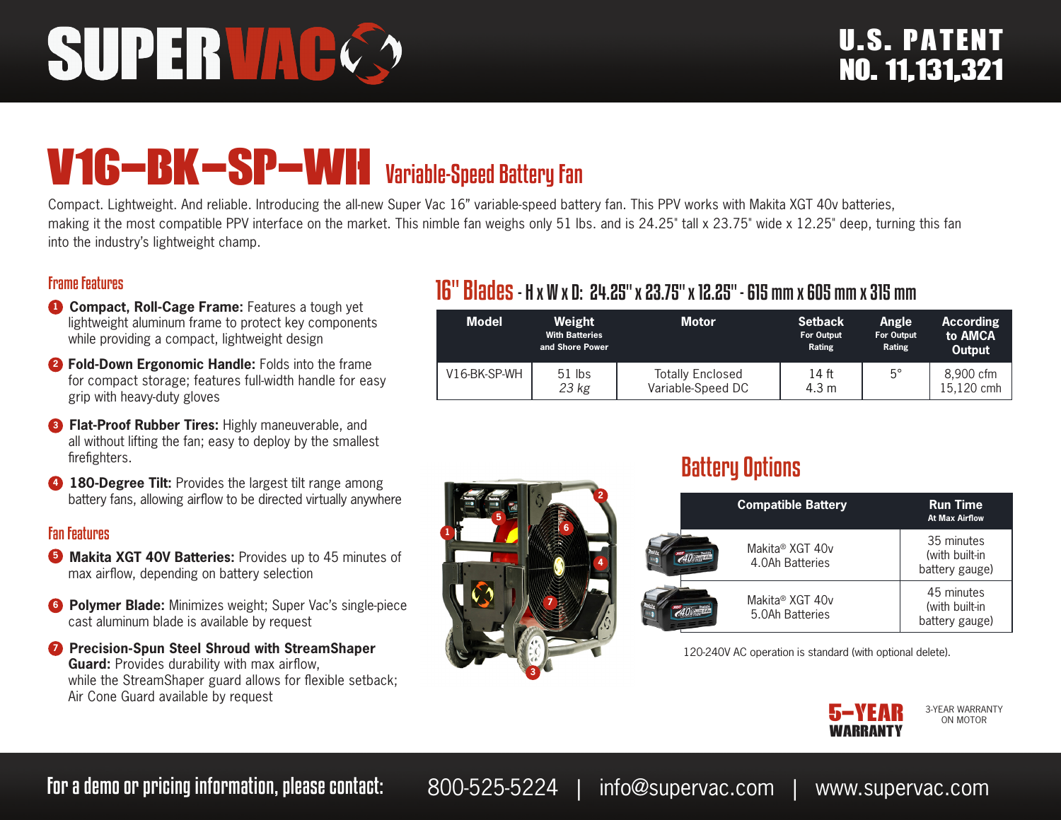# SUPERVAC

U.S. PATENT NO. 11,131,321

# V16-BK-SP-WH Variable-Speed Battery Fan

Compact. Lightweight. And reliable. Introducing the all-new Super Vac 16" variable-speed battery fan. This PPV works with Makita XGT 40v batteries, making it the most compatible PPV interface on the market. This nimble fan weighs only 51 lbs. and is 24.25" tall x 23.75" wide x 12.25" deep, turning this fan into the industry's lightweight champ.

## Frame Features

1. **Compact, Roll-Cage Frame:** Features a tough yet lightweight aluminum frame to protect key components while providing a compact, lightweight design
2. **Fold-Down Ergonomic Handle:** Folds into the frame for compact storage; features full-width handle for easy grip with heavy-duty gloves
3. **Flat-Proof Rubber Tires:** Highly maneuverable, and all without lifting the fan; easy to deploy by the smallest firefighters.
4. **180-Degree Tilt:** Provides the largest tilt range among battery fans, allowing airflow to be directed virtually anywhere

## Fan Features

5. **Makita XGT 40V Batteries:** Provides up to 45 minutes of max airflow, depending on battery selection
6. **Polymer Blade:** Minimizes weight; Super Vac's single-piece cast aluminum blade is available by request
7. **Precision-Spun Steel Shroud with StreamShaper Guard:** Provides durability with max airflow, while the StreamShaper guard allows for flexible setback; Air Cone Guard available by request

## 16" Blades - H x W x D: 24.25" x 23.75" x 12.25" - 615 mm x 605 mm x 315 mm

| Model | Weight With Batteries and Shore Power | Motor | Setback For Output Rating | Angle For Output Rating | According to AMCA Output |
|---|---|---|---|---|---|
| V16-BK-SP-WH | 51 lbs *23 kg* | Totally Enclosed Variable-Speed DC | 14 ft 4.3 m | 5° | 8,900 cfm 15,120 cmh |

## Battery Options

| Compatible Battery | Run Time At Max Airflow |
|---|---|
| Makita® XGT 40v 4.0Ah Batteries | 35 minutes (with built-in battery gauge) |
| Makita® XGT 40v 5.0Ah Batteries | 45 minutes (with built-in battery gauge) |

120-240V AC operation is standard (with optional delete).

**5-YEAR WARRANTY**

3-YEAR WARRANTY ON MOTOR

For a demo or pricing information, please contact: 800-525-5224 | info@supervac.com | www.supervac.com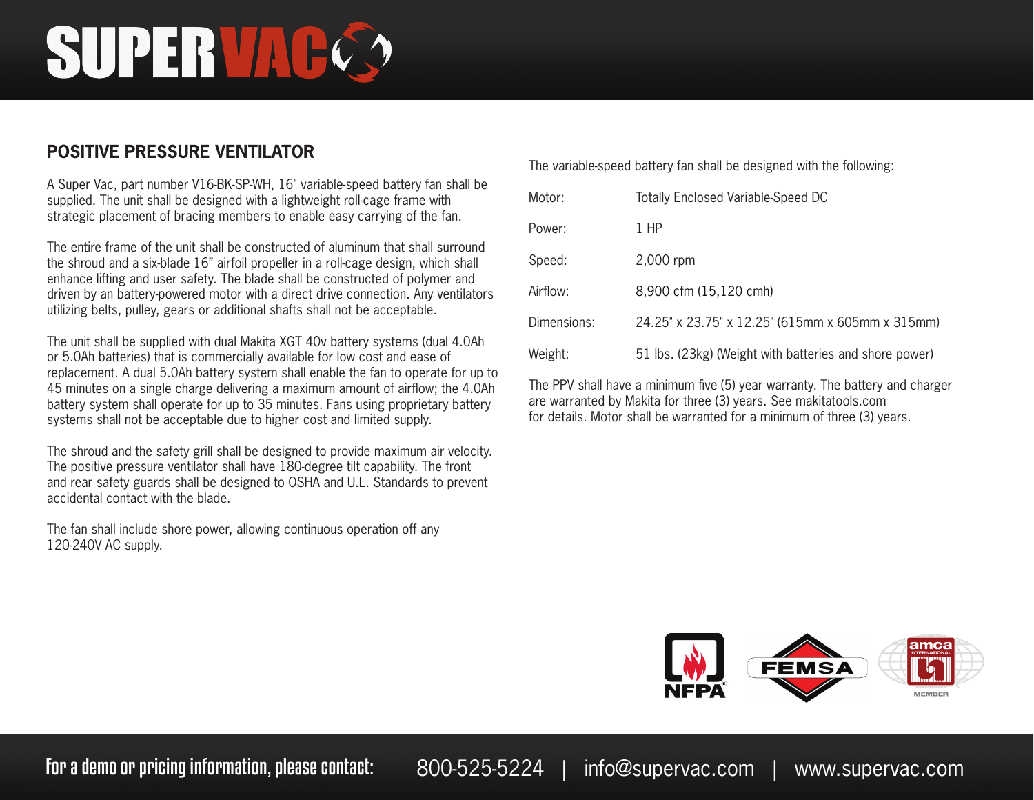# SUPERVAC

## POSITIVE PRESSURE VENTILATOR

A Super Vac, part number V16-BK-SP-WH, 16" variable-speed battery fan shall be supplied. The unit shall be designed with a lightweight roll-cage frame with strategic placement of bracing members to enable easy carrying of the fan.

The entire frame of the unit shall be constructed of aluminum that shall surround the shroud and a six-blade 16" airfoil propeller in a roll-cage design, which shall enhance lifting and user safety. The blade shall be constructed of polymer and driven by an battery-powered motor with a direct drive connection. Any ventilators utilizing belts, pulley, gears or additional shafts shall not be acceptable.

The unit shall be supplied with dual Makita XGT 40v battery systems (dual 4.0Ah or 5.0Ah batteries) that is commercially available for low cost and ease of replacement. A dual 5.0Ah battery system shall enable the fan to operate for up to 45 minutes on a single charge delivering a maximum amount of airflow; the 4.0Ah battery system shall operate for up to 35 minutes. Fans using proprietary battery systems shall not be acceptable due to higher cost and limited supply.

The shroud and the safety grill shall be designed to provide maximum air velocity. The positive pressure ventilator shall have 180-degree tilt capability. The front and rear safety guards shall be designed to OSHA and U.L. Standards to prevent accidental contact with the blade.

The fan shall include shore power, allowing continuous operation off any 120-240V AC supply.

The variable-speed battery fan shall be designed with the following:

| | |
|---|---|
| Motor: | Totally Enclosed Variable-Speed DC |
| Power: | 1 HP |
| Speed: | 2,000 rpm |
| Airflow: | 8,900 cfm (15,120 cmh) |
| Dimensions: | 24.25" x 23.75" x 12.25" (615mm x 605mm x 315mm) |
| Weight: | 51 lbs. (23kg) (Weight with batteries and shore power) |

The PPV shall have a minimum five (5) year warranty. The battery and charger are warranted by Makita for three (3) years. See makitatools.com for details. Motor shall be warranted for a minimum of three (3) years.

NFPA | FEMSA | amca INTERNATIONAL MEMBER

**For a demo or pricing information, please contact:** 800-525-5224 | info@supervac.com | www.supervac.com